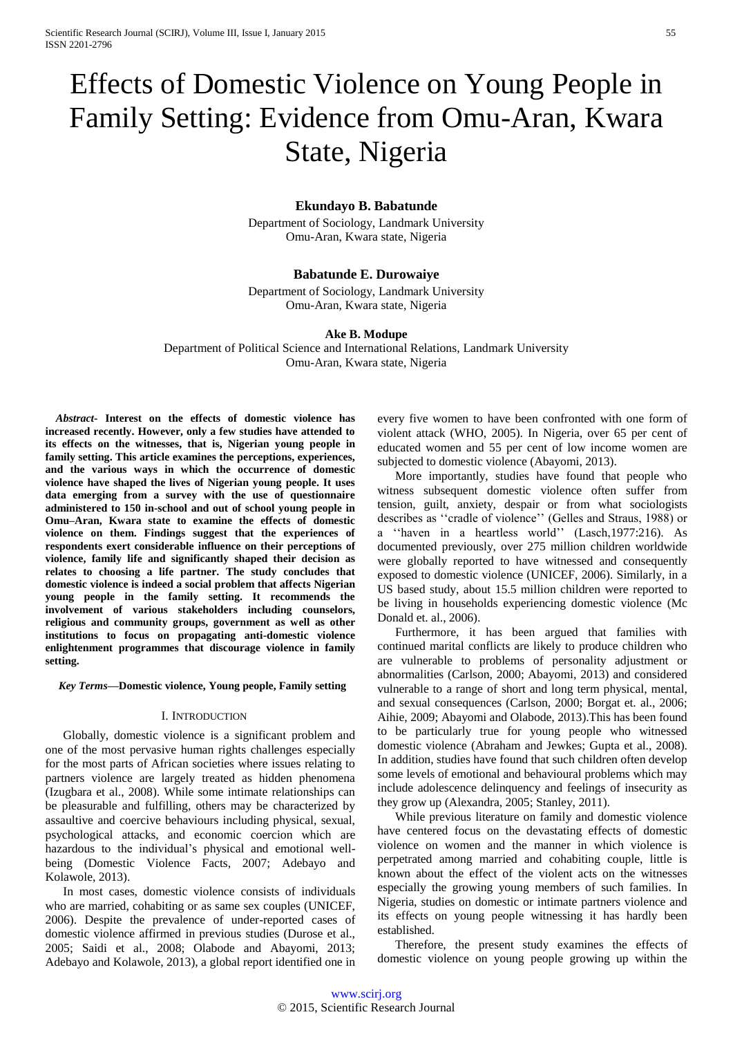# Effects of Domestic Violence on Young People in Family Setting: Evidence from Omu-Aran, Kwara State, Nigeria

**Ekundayo B. Babatunde**
Department of Sociology, Landmark University
Omu-Aran, Kwara state, Nigeria

**Babatunde E. Durowaiye**
Department of Sociology, Landmark University
Omu-Aran, Kwara state, Nigeria

**Ake B. Modupe**
Department of Political Science and International Relations, Landmark University
Omu-Aran, Kwara state, Nigeria

***Abstract*- Interest on the effects of domestic violence has increased recently. However, only a few studies have attended to its effects on the witnesses, that is, Nigerian young people in family setting. This article examines the perceptions, experiences, and the various ways in which the occurrence of domestic violence have shaped the lives of Nigerian young people. It uses data emerging from a survey with the use of questionnaire administered to 150 in-school and out of school young people in Omu–Aran, Kwara state to examine the effects of domestic violence on them. Findings suggest that the experiences of respondents exert considerable influence on their perceptions of violence, family life and significantly shaped their decision as relates to choosing a life partner. The study concludes that domestic violence is indeed a social problem that affects Nigerian young people in the family setting. It recommends the involvement of various stakeholders including counselors, religious and community groups, government as well as other institutions to focus on propagating anti-domestic violence enlightenment programmes that discourage violence in family setting.**

***Key Terms*—Domestic violence, Young people, Family setting**

## I. Introduction

Globally, domestic violence is a significant problem and one of the most pervasive human rights challenges especially for the most parts of African societies where issues relating to partners violence are largely treated as hidden phenomena (Izugbara et al., 2008). While some intimate relationships can be pleasurable and fulfilling, others may be characterized by assaultive and coercive behaviours including physical, sexual, psychological attacks, and economic coercion which are hazardous to the individual's physical and emotional well-being (Domestic Violence Facts, 2007; Adebayo and Kolawole, 2013).

In most cases, domestic violence consists of individuals who are married, cohabiting or as same sex couples (UNICEF, 2006). Despite the prevalence of under-reported cases of domestic violence affirmed in previous studies (Durose et al., 2005; Saidi et al., 2008; Olabode and Abayomi, 2013; Adebayo and Kolawole, 2013), a global report identified one in every five women to have been confronted with one form of violent attack (WHO, 2005). In Nigeria, over 65 per cent of educated women and 55 per cent of low income women are subjected to domestic violence (Abayomi, 2013).

More importantly, studies have found that people who witness subsequent domestic violence often suffer from tension, guilt, anxiety, despair or from what sociologists describes as ''cradle of violence'' (Gelles and Straus, 1988) or a ''haven in a heartless world'' (Lasch,1977:216). As documented previously, over 275 million children worldwide were globally reported to have witnessed and consequently exposed to domestic violence (UNICEF, 2006). Similarly, in a US based study, about 15.5 million children were reported to be living in households experiencing domestic violence (Mc Donald et. al., 2006).

Furthermore, it has been argued that families with continued marital conflicts are likely to produce children who are vulnerable to problems of personality adjustment or abnormalities (Carlson, 2000; Abayomi, 2013) and considered vulnerable to a range of short and long term physical, mental, and sexual consequences (Carlson, 2000; Borgat et. al., 2006; Aihie, 2009; Abayomi and Olabode, 2013).This has been found to be particularly true for young people who witnessed domestic violence (Abraham and Jewkes; Gupta et al., 2008). In addition, studies have found that such children often develop some levels of emotional and behavioural problems which may include adolescence delinquency and feelings of insecurity as they grow up (Alexandra, 2005; Stanley, 2011).

While previous literature on family and domestic violence have centered focus on the devastating effects of domestic violence on women and the manner in which violence is perpetrated among married and cohabiting couple, little is known about the effect of the violent acts on the witnesses especially the growing young members of such families. In Nigeria, studies on domestic or intimate partners violence and its effects on young people witnessing it has hardly been established.

Therefore, the present study examines the effects of domestic violence on young people growing up within the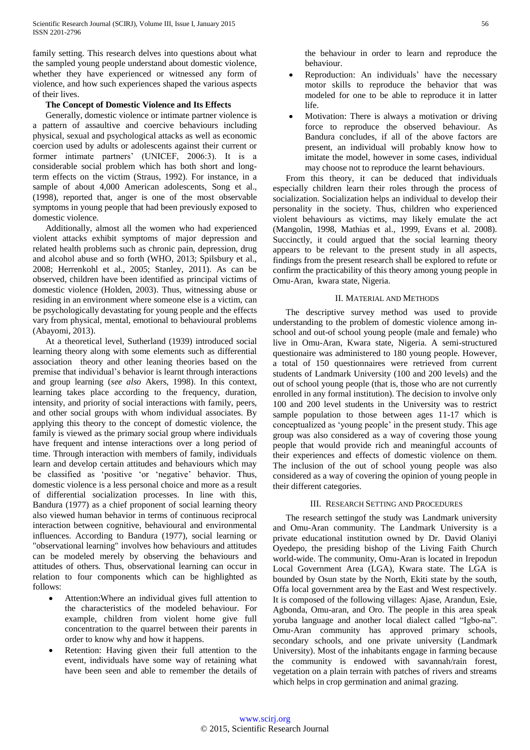family setting. This research delves into questions about what the sampled young people understand about domestic violence, whether they have experienced or witnessed any form of violence, and how such experiences shaped the various aspects of their lives.

**The Concept of Domestic Violence and Its Effects**

Generally, domestic violence or intimate partner violence is a pattern of assaultive and coercive behaviours including physical, sexual and psychological attacks as well as economic coercion used by adults or adolescents against their current or former intimate partners' (UNICEF, 2006:3). It is a considerable social problem which has both short and long-term effects on the victim (Straus, 1992). For instance, in a sample of about 4,000 American adolescents, Song et al., (1998), reported that, anger is one of the most observable symptoms in young people that had been previously exposed to domestic violence.

Additionally, almost all the women who had experienced violent attacks exhibit symptoms of major depression and related health problems such as chronic pain, depression, drug and alcohol abuse and so forth (WHO, 2013; Spilsbury et al., 2008; Herrenkohl et al., 2005; Stanley, 2011). As can be observed, children have been identified as principal victims of domestic violence (Holden, 2003). Thus, witnessing abuse or residing in an environment where someone else is a victim, can be psychologically devastating for young people and the effects vary from physical, mental, emotional to behavioural problems (Abayomi, 2013).

At a theoretical level, Sutherland (1939) introduced social learning theory along with some elements such as differential association theory and other leaning theories based on the premise that individual's behavior is learnt through interactions and group learning (*see also* Akers, 1998). In this context, learning takes place according to the frequency, duration, intensity, and priority of social interactions with family, peers, and other social groups with whom individual associates. By applying this theory to the concept of domestic violence, the family is viewed as the primary social group where individuals have frequent and intense interactions over a long period of time. Through interaction with members of family, individuals learn and develop certain attitudes and behaviours which may be classified as 'positive 'or 'negative' behavior. Thus, domestic violence is a less personal choice and more as a result of differential socialization processes. In line with this, Bandura (1977) as a chief proponent of social learning theory also viewed human behavior in terms of continuous reciprocal interaction between cognitive, behavioural and environmental influences. According to Bandura (1977), social learning or "observational learning" involves how behaviours and attitudes can be modeled merely by observing the behaviours and attitudes of others. Thus, observational learning can occur in relation to four components which can be highlighted as follows:

- Attention:Where an individual gives full attention to the characteristics of the modeled behaviour. For example, children from violent home give full concentration to the quarrel between their parents in order to know why and how it happens.
- Retention: Having given their full attention to the event, individuals have some way of retaining what have been seen and able to remember the details of the behaviour in order to learn and reproduce the behaviour.
- Reproduction: An individuals' have the necessary motor skills to reproduce the behavior that was modeled for one to be able to reproduce it in latter life.
- Motivation: There is always a motivation or driving force to reproduce the observed behaviour. As Bandura concludes, if all of the above factors are present, an individual will probably know how to imitate the model, however in some cases, individual may choose not to reproduce the learnt behaviours.

From this theory, it can be deduced that individuals especially children learn their roles through the process of socialization. Socialization helps an individual to develop their personality in the society. Thus, children who experienced violent behaviours as victims, may likely emulate the act (Mangolin, 1998, Mathias et al., 1999, Evans et al. 2008). Succinctly, it could argued that the social learning theory appears to be relevant to the present study in all aspects, findings from the present research shall be explored to refute or confirm the practicability of this theory among young people in Omu-Aran, kwara state, Nigeria.

## II. Material and Methods

The descriptive survey method was used to provide understanding to the problem of domestic violence among in-school and out-of school young people (male and female) who live in Omu-Aran, Kwara state, Nigeria. A semi-structured questionaire was administered to 180 young people. However, a total of 150 questionnaires were retrieved from current students of Landmark University (100 and 200 levels) and the out of school young people (that is, those who are not currently enrolled in any formal institution). The decision to involve only 100 and 200 level students in the University was to restrict sample population to those between ages 11-17 which is conceptualized as 'young people' in the present study. This age group was also considered as a way of covering those young people that would provide rich and meaningful accounts of their experiences and effects of domestic violence on them. The inclusion of the out of school young people was also considered as a way of covering the opinion of young people in their different categories.

## III. Research Setting and Procedures

The research settingof the study was Landmark university and Omu-Aran community. The Landmark University is a private educational institution owned by Dr. David Olaniyi Oyedepo, the presiding bishop of the Living Faith Church world-wide. The community, Omu-Aran is located in Irepodun Local Government Area (LGA), Kwara state. The LGA is bounded by Osun state by the North, Ekiti state by the south, Offa local government area by the East and West respectively. It is composed of the following villages: Ajase, Arandun, Esie, Agbonda, Omu-aran, and Oro. The people in this area speak yoruba language and another local dialect called "Igbo-na". Omu-Aran community has approved primary schools, secondary schools, and one private university (Landmark University). Most of the inhabitants engage in farming because the community is endowed with savannah/rain forest, vegetation on a plain terrain with patches of rivers and streams which helps in crop germination and animal grazing.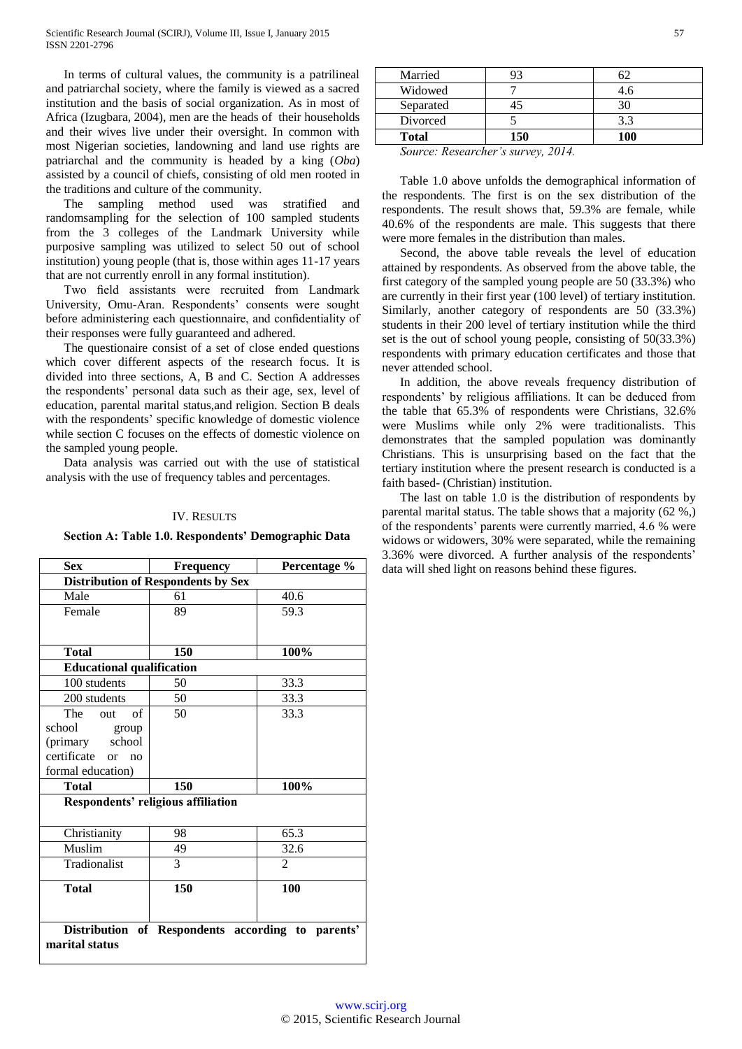In terms of cultural values, the community is a patrilineal and patriarchal society, where the family is viewed as a sacred institution and the basis of social organization. As in most of Africa (Izugbara, 2004), men are the heads of their households and their wives live under their oversight. In common with most Nigerian societies, landowning and land use rights are patriarchal and the community is headed by a king (*Oba*) assisted by a council of chiefs, consisting of old men rooted in the traditions and culture of the community.

The sampling method used was stratified and randomsampling for the selection of 100 sampled students from the 3 colleges of the Landmark University while purposive sampling was utilized to select 50 out of school institution) young people (that is, those within ages 11-17 years that are not currently enroll in any formal institution).

Two field assistants were recruited from Landmark University, Omu-Aran. Respondents' consents were sought before administering each questionnaire, and confidentiality of their responses were fully guaranteed and adhered.

The questionaire consist of a set of close ended questions which cover different aspects of the research focus. It is divided into three sections, A, B and C. Section A addresses the respondents' personal data such as their age, sex, level of education, parental marital status,and religion. Section B deals with the respondents' specific knowledge of domestic violence while section C focuses on the effects of domestic violence on the sampled young people.

Data analysis was carried out with the use of statistical analysis with the use of frequency tables and percentages.

## IV. Results

**Section A: Table 1.0. Respondents' Demographic Data**

| Sex | Frequency | Percentage % |
|---|---|---|
| **Distribution of Respondents by Sex** | | |
| Male | 61 | 40.6 |
| Female | 89 | 59.3 |
| **Total** | **150** | **100%** |
| **Educational qualification** | | |
| 100 students | 50 | 33.3 |
| 200 students | 50 | 33.3 |
| The out of school group (primary school certificate or no formal education) | 50 | 33.3 |
| **Total** | **150** | **100%** |
| **Respondents' religious affiliation** | | |
| Christianity | 98 | 65.3 |
| Muslim | 49 | 32.6 |
| Tradionalist | 3 | 2 |
| **Total** | **150** | **100** |
| **Distribution of Respondents according to parents' marital status** | | |
| Married | 93 | 62 |
| Widowed | 7 | 4.6 |
| Separated | 45 | 30 |
| Divorced | 5 | 3.3 |
| **Total** | **150** | **100** |

*Source: Researcher's survey, 2014.*

Table 1.0 above unfolds the demographical information of the respondents. The first is on the sex distribution of the respondents. The result shows that, 59.3% are female, while 40.6% of the respondents are male. This suggests that there were more females in the distribution than males.

Second, the above table reveals the level of education attained by respondents. As observed from the above table, the first category of the sampled young people are 50 (33.3%) who are currently in their first year (100 level) of tertiary institution. Similarly, another category of respondents are 50 (33.3%) students in their 200 level of tertiary institution while the third set is the out of school young people, consisting of 50(33.3%) respondents with primary education certificates and those that never attended school.

In addition, the above reveals frequency distribution of respondents' by religious affiliations. It can be deduced from the table that 65.3% of respondents were Christians, 32.6% were Muslims while only 2% were traditionalists. This demonstrates that the sampled population was dominantly Christians. This is unsurprising based on the fact that the tertiary institution where the present research is conducted is a faith based- (Christian) institution.

The last on table 1.0 is the distribution of respondents by parental marital status. The table shows that a majority (62 %,) of the respondents' parents were currently married, 4.6 % were widows or widowers, 30% were separated, while the remaining 3.36% were divorced. A further analysis of the respondents' data will shed light on reasons behind these figures.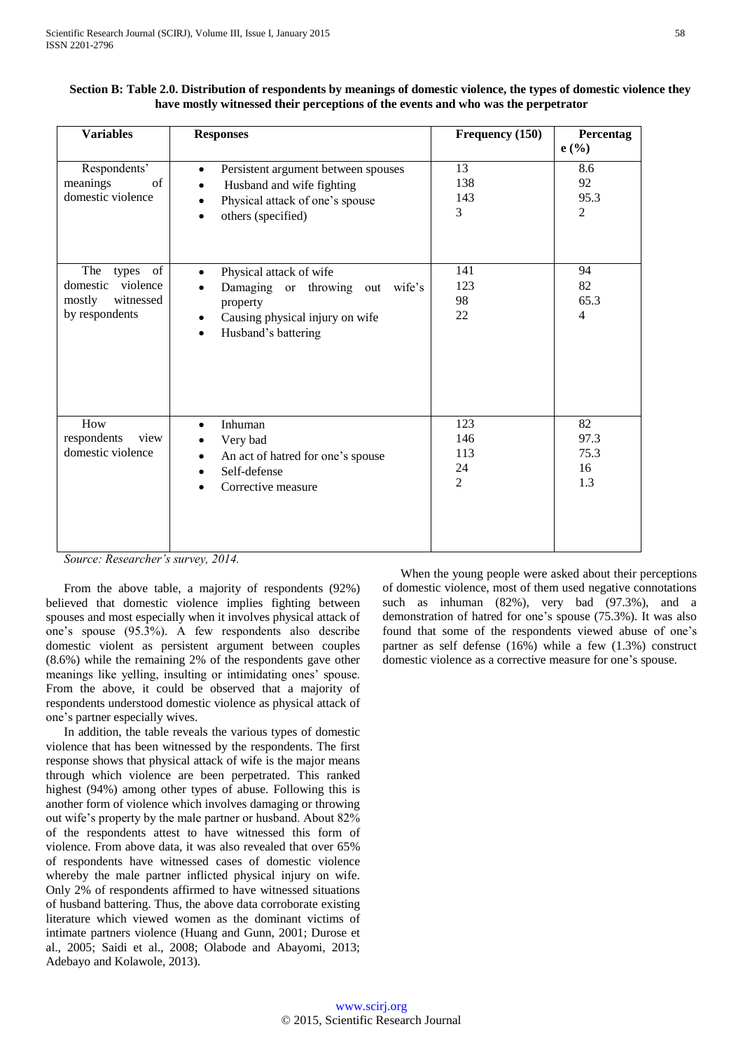**Section B: Table 2.0. Distribution of respondents by meanings of domestic violence, the types of domestic violence they have mostly witnessed their perceptions of the events and who was the perpetrator**

| Variables | Responses | Frequency (150) | Percentage (%) |
|---|---|---|---|
| Respondents' meanings of domestic violence | • Persistent argument between spouses<br>• Husband and wife fighting<br>• Physical attack of one's spouse<br>• others (specified) | 13<br>138<br>143<br>3 | 8.6<br>92<br>95.3<br>2 |
| The types of domestic violence mostly witnessed by respondents | • Physical attack of wife<br>• Damaging or throwing out wife's property<br>• Causing physical injury on wife<br>• Husband's battering | 141<br>123<br>98<br>22 | 94<br>82<br>65.3<br>4 |
| How respondents view domestic violence | • Inhuman<br>• Very bad<br>• An act of hatred for one's spouse<br>• Self-defense<br>• Corrective measure | 123<br>146<br>113<br>24<br>2 | 82<br>97.3<br>75.3<br>16<br>1.3 |

*Source: Researcher's survey, 2014.*

From the above table, a majority of respondents (92%) believed that domestic violence implies fighting between spouses and most especially when it involves physical attack of one's spouse (95.3%). A few respondents also describe domestic violent as persistent argument between couples (8.6%) while the remaining 2% of the respondents gave other meanings like yelling, insulting or intimidating ones' spouse. From the above, it could be observed that a majority of respondents understood domestic violence as physical attack of one's partner especially wives.

In addition, the table reveals the various types of domestic violence that has been witnessed by the respondents. The first response shows that physical attack of wife is the major means through which violence are been perpetrated. This ranked highest (94%) among other types of abuse. Following this is another form of violence which involves damaging or throwing out wife's property by the male partner or husband. About 82% of the respondents attest to have witnessed this form of violence. From above data, it was also revealed that over 65% of respondents have witnessed cases of domestic violence whereby the male partner inflicted physical injury on wife. Only 2% of respondents affirmed to have witnessed situations of husband battering. Thus, the above data corroborate existing literature which viewed women as the dominant victims of intimate partners violence (Huang and Gunn, 2001; Durose et al., 2005; Saidi et al., 2008; Olabode and Abayomi, 2013; Adebayo and Kolawole, 2013).

When the young people were asked about their perceptions of domestic violence, most of them used negative connotations such as inhuman (82%), very bad (97.3%), and a demonstration of hatred for one's spouse (75.3%). It was also found that some of the respondents viewed abuse of one's partner as self defense (16%) while a few (1.3%) construct domestic violence as a corrective measure for one's spouse.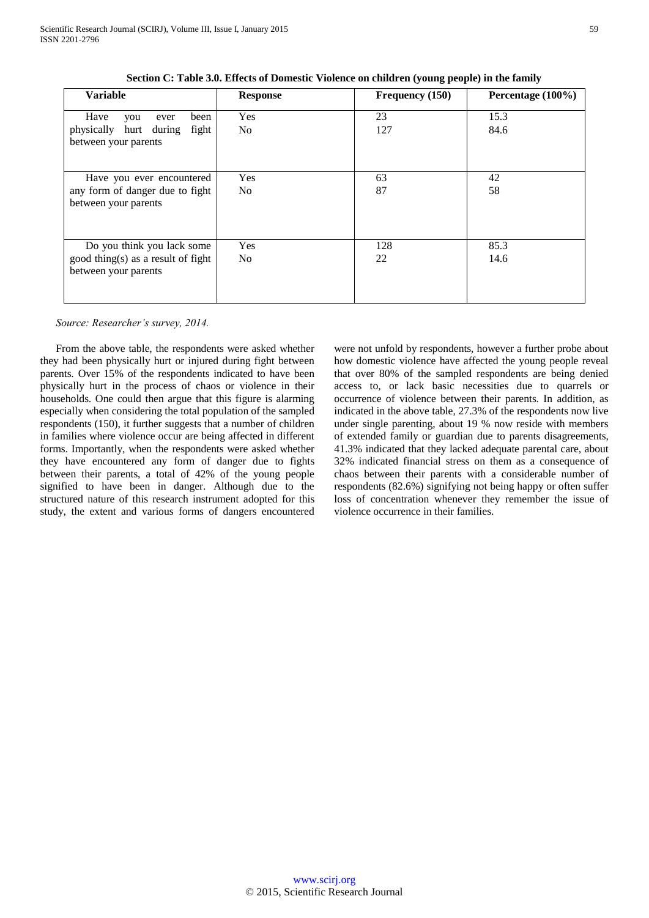**Section C: Table 3.0. Effects of Domestic Violence on children (young people) in the family**

| Variable | Response | Frequency (150) | Percentage (100%) |
|---|---|---|---|
| Have you ever been physically hurt during fight between your parents | Yes<br>No | 23<br>127 | 15.3<br>84.6 |
| Have you ever encountered any form of danger due to fight between your parents | Yes<br>No | 63<br>87 | 42<br>58 |
| Do you think you lack some good thing(s) as a result of fight between your parents | Yes<br>No | 128<br>22 | 85.3<br>14.6 |

*Source: Researcher's survey, 2014.*

From the above table, the respondents were asked whether they had been physically hurt or injured during fight between parents. Over 15% of the respondents indicated to have been physically hurt in the process of chaos or violence in their households. One could then argue that this figure is alarming especially when considering the total population of the sampled respondents (150), it further suggests that a number of children in families where violence occur are being affected in different forms. Importantly, when the respondents were asked whether they have encountered any form of danger due to fights between their parents, a total of 42% of the young people signified to have been in danger. Although due to the structured nature of this research instrument adopted for this study, the extent and various forms of dangers encountered were not unfold by respondents, however a further probe about how domestic violence have affected the young people reveal that over 80% of the sampled respondents are being denied access to, or lack basic necessities due to quarrels or occurrence of violence between their parents. In addition, as indicated in the above table, 27.3% of the respondents now live under single parenting, about 19 % now reside with members of extended family or guardian due to parents disagreements, 41.3% indicated that they lacked adequate parental care, about 32% indicated financial stress on them as a consequence of chaos between their parents with a considerable number of respondents (82.6%) signifying not being happy or often suffer loss of concentration whenever they remember the issue of violence occurrence in their families.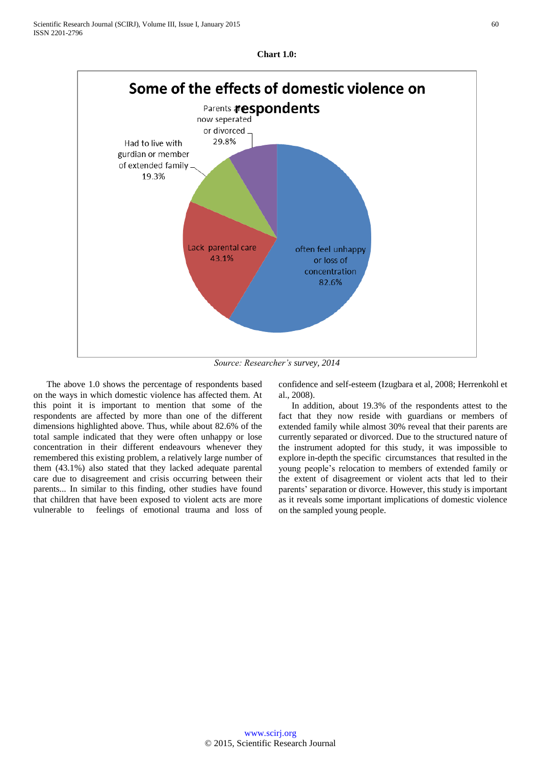**Chart 1.0:**

**Some of the effects of domestic violence on respondents**

- often feel unhappy or loss of concentration 82.6%
- Lack parental care 43.1%
- Had to live with gurdian or member of extended family 19.3%
- Parents are now seperated or divorced 29.8%

*Source: Researcher's survey, 2014*

The above 1.0 shows the percentage of respondents based on the ways in which domestic violence has affected them. At this point it is important to mention that some of the respondents are affected by more than one of the different dimensions highlighted above. Thus, while about 82.6% of the total sample indicated that they were often unhappy or lose concentration in their different endeavours whenever they remembered this existing problem, a relatively large number of them (43.1%) also stated that they lacked adequate parental care due to disagreement and crisis occurring between their parents... In similar to this finding, other studies have found that children that have been exposed to violent acts are more vulnerable to feelings of emotional trauma and loss of confidence and self-esteem (Izugbara et al, 2008; Herrenkohl et al., 2008).

In addition, about 19.3% of the respondents attest to the fact that they now reside with guardians or members of extended family while almost 30% reveal that their parents are currently separated or divorced. Due to the structured nature of the instrument adopted for this study, it was impossible to explore in-depth the specific circumstances that resulted in the young people's relocation to members of extended family or the extent of disagreement or violent acts that led to their parents' separation or divorce. However, this study is important as it reveals some important implications of domestic violence on the sampled young people.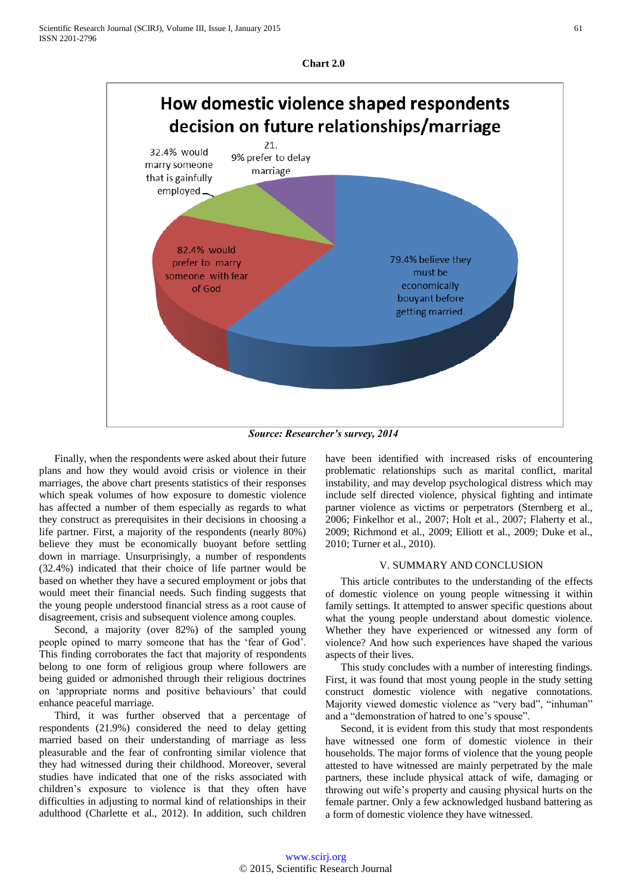**Chart 2.0**

**How domestic violence shaped respondents decision on future relationships/marriage**

32.4% would marry someone that is gainfully employed

21.9% prefer to delay marriage

82.4% would prefer to marry someone with fear of God

79.4% believe they must be economically bouyant before getting married.

***Source: Researcher's survey, 2014***

Finally, when the respondents were asked about their future plans and how they would avoid crisis or violence in their marriages, the above chart presents statistics of their responses which speak volumes of how exposure to domestic violence has affected a number of them especially as regards to what they construct as prerequisites in their decisions in choosing a life partner. First, a majority of the respondents (nearly 80%) believe they must be economically buoyant before settling down in marriage. Unsurprisingly, a number of respondents (32.4%) indicated that their choice of life partner would be based on whether they have a secured employment or jobs that would meet their financial needs. Such finding suggests that the young people understood financial stress as a root cause of disagreement, crisis and subsequent violence among couples.

Second, a majority (over 82%) of the sampled young people opined to marry someone that has the 'fear of God'. This finding corroborates the fact that majority of respondents belong to one form of religious group where followers are being guided or admonished through their religious doctrines on 'appropriate norms and positive behaviours' that could enhance peaceful marriage.

Third, it was further observed that a percentage of respondents (21.9%) considered the need to delay getting married based on their understanding of marriage as less pleasurable and the fear of confronting similar violence that they had witnessed during their childhood. Moreover, several studies have indicated that one of the risks associated with children's exposure to violence is that they often have difficulties in adjusting to normal kind of relationships in their adulthood (Charlette et al., 2012). In addition, such children have been identified with increased risks of encountering problematic relationships such as marital conflict, marital instability, and may develop psychological distress which may include self directed violence, physical fighting and intimate partner violence as victims or perpetrators (Sternberg et al., 2006; Finkelhor et al., 2007; Holt et al., 2007; Flaherty et al., 2009; Richmond et al., 2009; Elliott et al., 2009; Duke et al., 2010; Turner et al., 2010).

## V. SUMMARY AND CONCLUSION

This article contributes to the understanding of the effects of domestic violence on young people witnessing it within family settings. It attempted to answer specific questions about what the young people understand about domestic violence. Whether they have experienced or witnessed any form of violence? And how such experiences have shaped the various aspects of their lives.

This study concludes with a number of interesting findings. First, it was found that most young people in the study setting construct domestic violence with negative connotations. Majority viewed domestic violence as "very bad", "inhuman" and a "demonstration of hatred to one's spouse".

Second, it is evident from this study that most respondents have witnessed one form of domestic violence in their households. The major forms of violence that the young people attested to have witnessed are mainly perpetrated by the male partners, these include physical attack of wife, damaging or throwing out wife's property and causing physical hurts on the female partner. Only a few acknowledged husband battering as a form of domestic violence they have witnessed.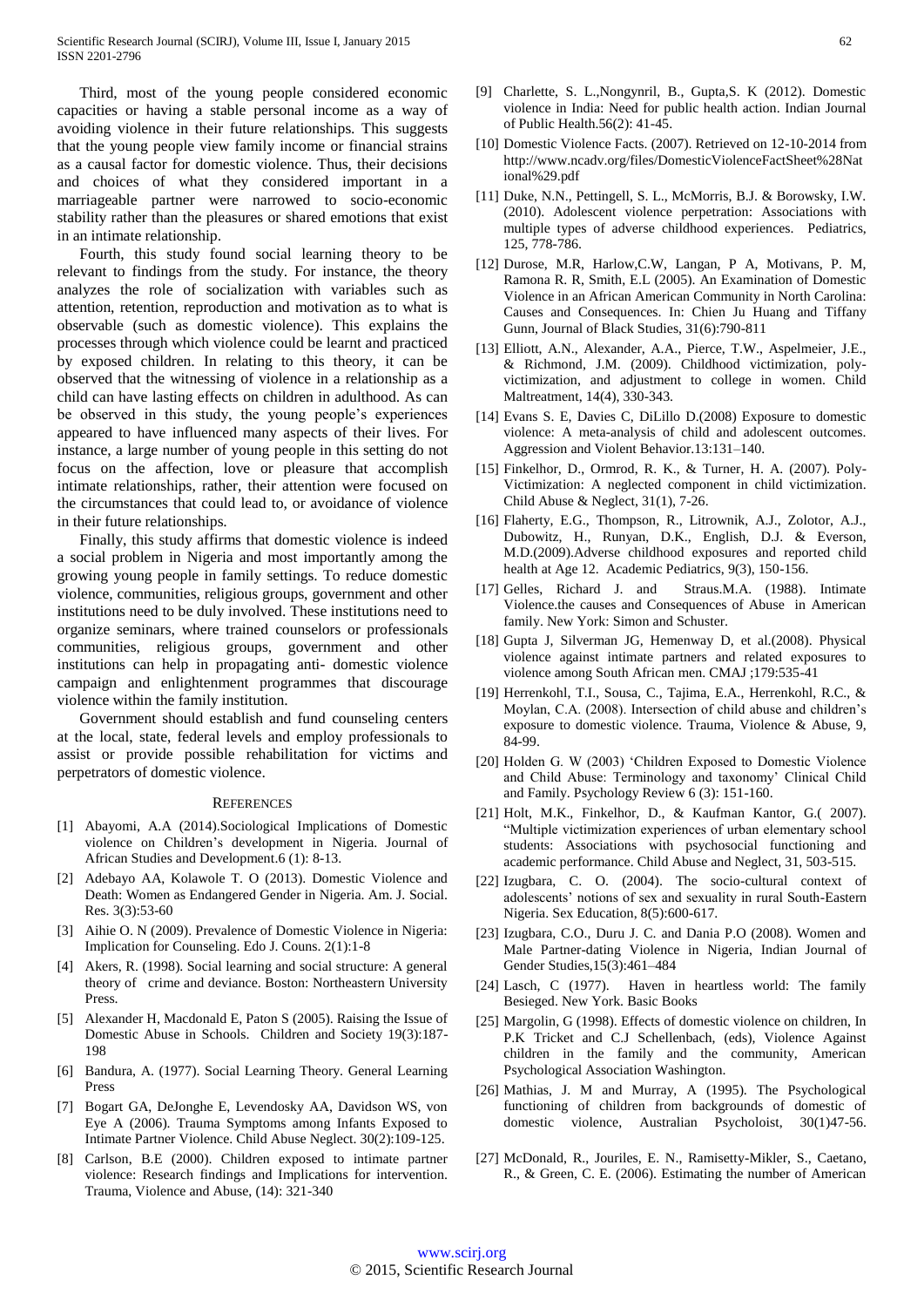Third, most of the young people considered economic capacities or having a stable personal income as a way of avoiding violence in their future relationships. This suggests that the young people view family income or financial strains as a causal factor for domestic violence. Thus, their decisions and choices of what they considered important in a marriageable partner were narrowed to socio-economic stability rather than the pleasures or shared emotions that exist in an intimate relationship.

Fourth, this study found social learning theory to be relevant to findings from the study. For instance, the theory analyzes the role of socialization with variables such as attention, retention, reproduction and motivation as to what is observable (such as domestic violence). This explains the processes through which violence could be learnt and practiced by exposed children. In relating to this theory, it can be observed that the witnessing of violence in a relationship as a child can have lasting effects on children in adulthood. As can be observed in this study, the young people's experiences appeared to have influenced many aspects of their lives. For instance, a large number of young people in this setting do not focus on the affection, love or pleasure that accomplish intimate relationships, rather, their attention were focused on the circumstances that could lead to, or avoidance of violence in their future relationships.

Finally, this study affirms that domestic violence is indeed a social problem in Nigeria and most importantly among the growing young people in family settings. To reduce domestic violence, communities, religious groups, government and other institutions need to be duly involved. These institutions need to organize seminars, where trained counselors or professionals communities, religious groups, government and other institutions can help in propagating anti- domestic violence campaign and enlightenment programmes that discourage violence within the family institution.

Government should establish and fund counseling centers at the local, state, federal levels and employ professionals to assist or provide possible rehabilitation for victims and perpetrators of domestic violence.

## REFERENCES

[1] Abayomi, A.A (2014).Sociological Implications of Domestic violence on Children's development in Nigeria. Journal of African Studies and Development.6 (1): 8-13.

[2] Adebayo AA, Kolawole T. O (2013). Domestic Violence and Death: Women as Endangered Gender in Nigeria. Am. J. Social. Res. 3(3):53-60

[3] Aihie O. N (2009). Prevalence of Domestic Violence in Nigeria: Implication for Counseling. Edo J. Couns. 2(1):1-8

[4] Akers, R. (1998). Social learning and social structure: A general theory of crime and deviance. Boston: Northeastern University Press.

[5] Alexander H, Macdonald E, Paton S (2005). Raising the Issue of Domestic Abuse in Schools. Children and Society 19(3):187-198

[6] Bandura, A. (1977). Social Learning Theory. General Learning Press

[7] Bogart GA, DeJonghe E, Levendosky AA, Davidson WS, von Eye A (2006). Trauma Symptoms among Infants Exposed to Intimate Partner Violence. Child Abuse Neglect. 30(2):109-125.

[8] Carlson, B.E (2000). Children exposed to intimate partner violence: Research findings and Implications for intervention. Trauma, Violence and Abuse, (14): 321-340

[9] Charlette, S. L.,Nongynril, B., Gupta,S. K (2012). Domestic violence in India: Need for public health action. Indian Journal of Public Health.56(2): 41-45.

[10] Domestic Violence Facts. (2007). Retrieved on 12-10-2014 from http://www.ncadv.org/files/DomesticViolenceFactSheet%28National%29.pdf

[11] Duke, N.N., Pettingell, S. L., McMorris, B.J. & Borowsky, I.W. (2010). Adolescent violence perpetration: Associations with multiple types of adverse childhood experiences. Pediatrics, 125, 778-786.

[12] Durose, M.R, Harlow,C.W, Langan, P A, Motivans, P. M, Ramona R. R, Smith, E.L (2005). An Examination of Domestic Violence in an African American Community in North Carolina: Causes and Consequences. In: Chien Ju Huang and Tiffany Gunn, Journal of Black Studies, 31(6):790-811

[13] Elliott, A.N., Alexander, A.A., Pierce, T.W., Aspelmeier, J.E., & Richmond, J.M. (2009). Childhood victimization, poly-victimization, and adjustment to college in women. Child Maltreatment, 14(4), 330-343.

[14] Evans S. E, Davies C, DiLillo D.(2008) Exposure to domestic violence: A meta-analysis of child and adolescent outcomes. Aggression and Violent Behavior.13:131–140.

[15] Finkelhor, D., Ormrod, R. K., & Turner, H. A. (2007). Poly-Victimization: A neglected component in child victimization. Child Abuse & Neglect, 31(1), 7-26.

[16] Flaherty, E.G., Thompson, R., Litrownik, A.J., Zolotor, A.J., Dubowitz, H., Runyan, D.K., English, D.J. & Everson, M.D.(2009).Adverse childhood exposures and reported child health at Age 12. Academic Pediatrics, 9(3), 150-156.

[17] Gelles, Richard J. and Straus.M.A. (1988). Intimate Violence.the causes and Consequences of Abuse in American family. New York: Simon and Schuster.

[18] Gupta J, Silverman JG, Hemenway D, et al.(2008). Physical violence against intimate partners and related exposures to violence among South African men. CMAJ ;179:535-41

[19] Herrenkohl, T.I., Sousa, C., Tajima, E.A., Herrenkohl, R.C., & Moylan, C.A. (2008). Intersection of child abuse and children's exposure to domestic violence. Trauma, Violence & Abuse, 9, 84-99.

[20] Holden G. W (2003) 'Children Exposed to Domestic Violence and Child Abuse: Terminology and taxonomy' Clinical Child and Family. Psychology Review 6 (3): 151-160.

[21] Holt, M.K., Finkelhor, D., & Kaufman Kantor, G.( 2007). "Multiple victimization experiences of urban elementary school students: Associations with psychosocial functioning and academic performance. Child Abuse and Neglect, 31, 503-515.

[22] Izugbara, C. O. (2004). The socio-cultural context of adolescents' notions of sex and sexuality in rural South-Eastern Nigeria. Sex Education, 8(5):600-617.

[23] Izugbara, C.O., Duru J. C. and Dania P.O (2008). Women and Male Partner-dating Violence in Nigeria, Indian Journal of Gender Studies,15(3):461–484

[24] Lasch, C (1977). Haven in heartless world: The family Besieged. New York. Basic Books

[25] Margolin, G (1998). Effects of domestic violence on children, In P.K Tricket and C.J Schellenbach, (eds), Violence Against children in the family and the community, American Psychological Association Washington.

[26] Mathias, J. M and Murray, A (1995). The Psychological functioning of children from backgrounds of domestic of domestic violence, Australian Psycholoist, 30(1)47-56.

[27] McDonald, R., Jouriles, E. N., Ramisetty-Mikler, S., Caetano, R., & Green, C. E. (2006). Estimating the number of American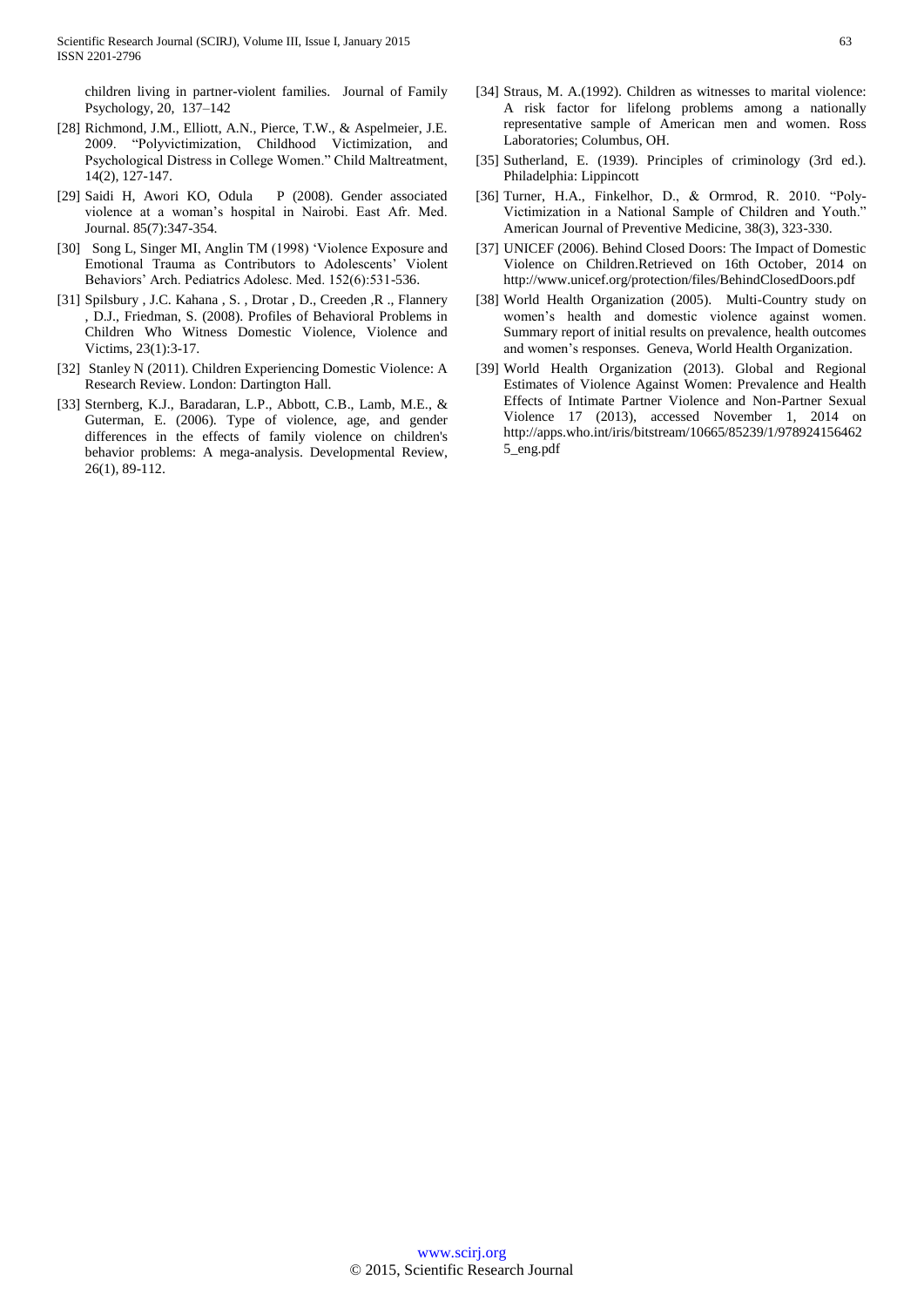children living in partner-violent families. Journal of Family Psychology, 20, 137–142

[28] Richmond, J.M., Elliott, A.N., Pierce, T.W., & Aspelmeier, J.E. 2009. "Polyvictimization, Childhood Victimization, and Psychological Distress in College Women." Child Maltreatment, 14(2), 127-147.

[29] Saidi H, Awori KO, Odula P (2008). Gender associated violence at a woman's hospital in Nairobi. East Afr. Med. Journal. 85(7):347-354.

[30] Song L, Singer MI, Anglin TM (1998) 'Violence Exposure and Emotional Trauma as Contributors to Adolescents' Violent Behaviors' Arch. Pediatrics Adolesc. Med. 152(6):531-536.

[31] Spilsbury , J.C. Kahana , S. , Drotar , D., Creeden ,R ., Flannery , D.J., Friedman, S. (2008). Profiles of Behavioral Problems in Children Who Witness Domestic Violence, Violence and Victims, 23(1):3-17.

[32] Stanley N (2011). Children Experiencing Domestic Violence: A Research Review. London: Dartington Hall.

[33] Sternberg, K.J., Baradaran, L.P., Abbott, C.B., Lamb, M.E., & Guterman, E. (2006). Type of violence, age, and gender differences in the effects of family violence on children's behavior problems: A mega-analysis. Developmental Review, 26(1), 89-112.

[34] Straus, M. A.(1992). Children as witnesses to marital violence: A risk factor for lifelong problems among a nationally representative sample of American men and women. Ross Laboratories; Columbus, OH.

[35] Sutherland, E. (1939). Principles of criminology (3rd ed.). Philadelphia: Lippincott

[36] Turner, H.A., Finkelhor, D., & Ormrod, R. 2010. "Poly-Victimization in a National Sample of Children and Youth." American Journal of Preventive Medicine, 38(3), 323-330.

[37] UNICEF (2006). Behind Closed Doors: The Impact of Domestic Violence on Children.Retrieved on 16th October, 2014 on http://www.unicef.org/protection/files/BehindClosedDoors.pdf

[38] World Health Organization (2005). Multi-Country study on women's health and domestic violence against women. Summary report of initial results on prevalence, health outcomes and women's responses. Geneva, World Health Organization.

[39] World Health Organization (2013). Global and Regional Estimates of Violence Against Women: Prevalence and Health Effects of Intimate Partner Violence and Non-Partner Sexual Violence 17 (2013), accessed November 1, 2014 on http://apps.who.int/iris/bitstream/10665/85239/1/9789241564625_eng.pdf